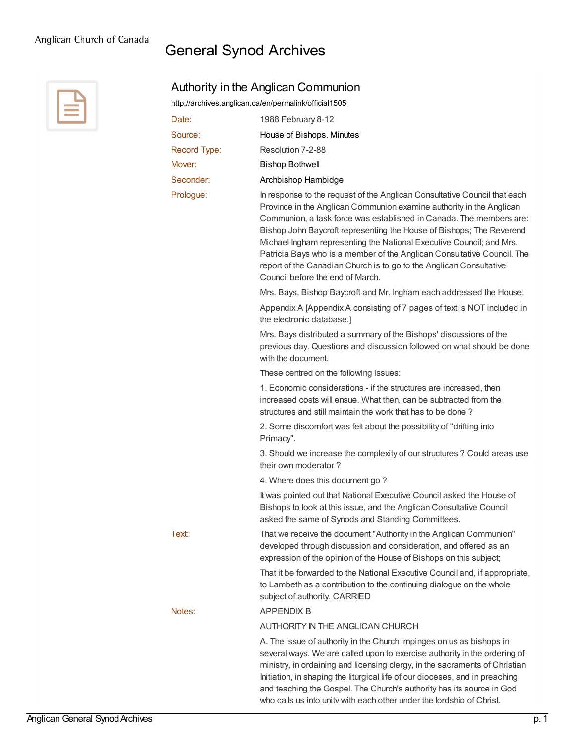Anglican Church of Canada

# General Synod Archives

## Authority in the Anglican Communion

http://archives.anglican.ca/en/permalink/official1505

**Date:** 1988 February 8-12

**Source:** House of Bishops. Minutes

**Record Type:** Resolution 7-2-88

**Mover:** Bishop Bothwell

**Seconder:** Archbishop Hambidge

**Prologue:**

In response to the request of the Anglican Consultative Council that each Province in the Anglican Communion examine authority in the Anglican Communion, a task force was established in Canada. The members are: Bishop John Baycroft representing the House of Bishops; The Reverend Michael Ingham representing the National Executive Council; and Mrs. Patricia Bays who is a member of the Anglican Consultative Council. The report of the Canadian Church is to go to the Anglican Consultative Council before the end of March.

Mrs. Bays, Bishop Baycroft and Mr. Ingham each addressed the House.

Appendix A [Appendix A consisting of 7 pages of text is NOT included in the electronic database.]

Mrs. Bays distributed a summary of the Bishops' discussions of the previous day. Questions and discussion followed on what should be done with the document.

These centred on the following issues:

1. Economic considerations - if the structures are increased, then increased costs will ensue. What then, can be subtracted from the structures and still maintain the work that has to be done ?

2. Some discomfort was felt about the possibility of "drifting into Primacy".

3. Should we increase the complexity of our structures ? Could areas use their own moderator ?

4. Where does this document go ?

It was pointed out that National Executive Council asked the House of Bishops to look at this issue, and the Anglican Consultative Council asked the same of Synods and Standing Committees.

**Text:**

That we receive the document "Authority in the Anglican Communion" developed through discussion and consideration, and offered as an expression of the opinion of the House of Bishops on this subject;

That it be forwarded to the National Executive Council and, if appropriate, to Lambeth as a contribution to the continuing dialogue on the whole subject of authority. CARRIED

**Notes:**

APPENDIX B

AUTHORITY IN THE ANGLICAN CHURCH

A. The issue of authority in the Church impinges on us as bishops in several ways. We are called upon to exercise authority in the ordering of ministry, in ordaining and licensing clergy, in the sacraments of Christian Initiation, in shaping the liturgical life of our dioceses, and in preaching and teaching the Gospel. The Church's authority has its source in God who calls us into unity with each other under the lordship of Christ.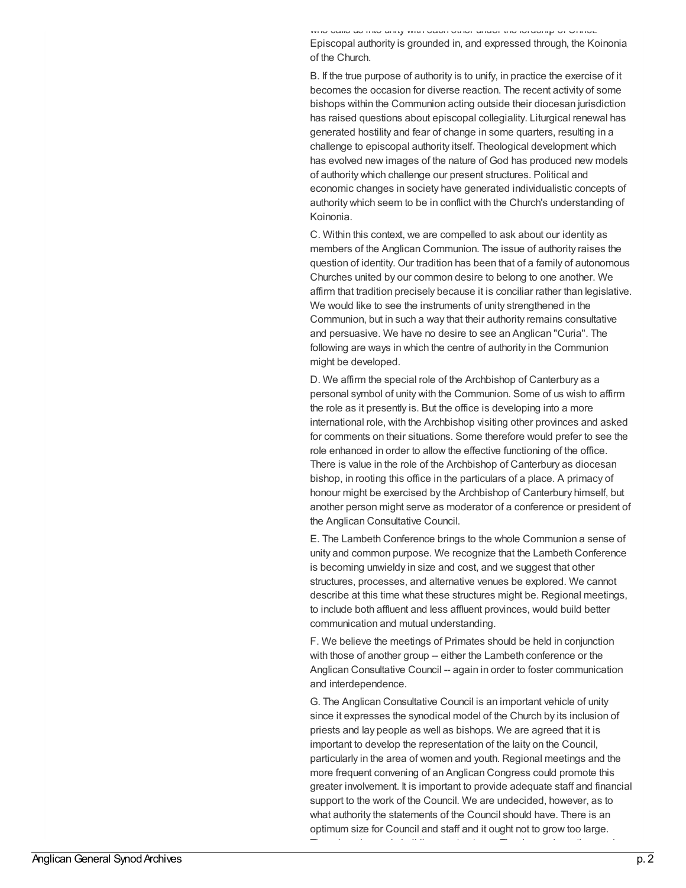who calls us into unity with each other under the lordship of Christ. Episcopal authority is grounded in, and expressed through, the Koinonia of the Church.

B. If the true purpose of authority is to unify, in practice the exercise of it becomes the occasion for diverse reaction. The recent activity of some bishops within the Communion acting outside their diocesan jurisdiction has raised questions about episcopal collegiality. Liturgical renewal has generated hostility and fear of change in some quarters, resulting in a challenge to episcopal authority itself. Theological development which has evolved new images of the nature of God has produced new models of authority which challenge our present structures. Political and economic changes in society have generated individualistic concepts of authority which seem to be in conflict with the Church's understanding of Koinonia.

C. Within this context, we are compelled to ask about our identity as members of the Anglican Communion. The issue of authority raises the question of identity. Our tradition has been that of a family of autonomous Churches united by our common desire to belong to one another. We affirm that tradition precisely because it is conciliar rather than legislative. We would like to see the instruments of unity strengthened in the Communion, but in such a way that their authority remains consultative and persuasive. We have no desire to see an Anglican "Curia". The following are ways in which the centre of authority in the Communion might be developed.

D. We affirm the special role of the Archbishop of Canterbury as a personal symbol of unity with the Communion. Some of us wish to affirm the role as it presently is. But the office is developing into a more international role, with the Archbishop visiting other provinces and asked for comments on their situations. Some therefore would prefer to see the role enhanced in order to allow the effective functioning of the office. There is value in the role of the Archbishop of Canterbury as diocesan bishop, in rooting this office in the particulars of a place. A primacy of honour might be exercised by the Archbishop of Canterbury himself, but another person might serve as moderator of a conference or president of the Anglican Consultative Council.

E. The Lambeth Conference brings to the whole Communion a sense of unity and common purpose. We recognize that the Lambeth Conference is becoming unwieldy in size and cost, and we suggest that other structures, processes, and alternative venues be explored. We cannot describe at this time what these structures might be. Regional meetings, to include both affluent and less affluent provinces, would build better communication and mutual understanding.

F. We believe the meetings of Primates should be held in conjunction with those of another group -- either the Lambeth conference or the Anglican Consultative Council -- again in order to foster communication and interdependence.

G. The Anglican Consultative Council is an important vehicle of unity since it expresses the synodical model of the Church by its inclusion of priests and lay people as well as bishops. We are agreed that it is important to develop the representation of the laity on the Council, particularly in the area of women and youth. Regional meetings and the more frequent convening of an Anglican Congress could promote this greater involvement. It is important to provide adequate staff and financial support to the work of the Council. We are undecided, however, as to what authority the statements of the Council should have. There is an optimum size for Council and staff and it ought not to grow too large.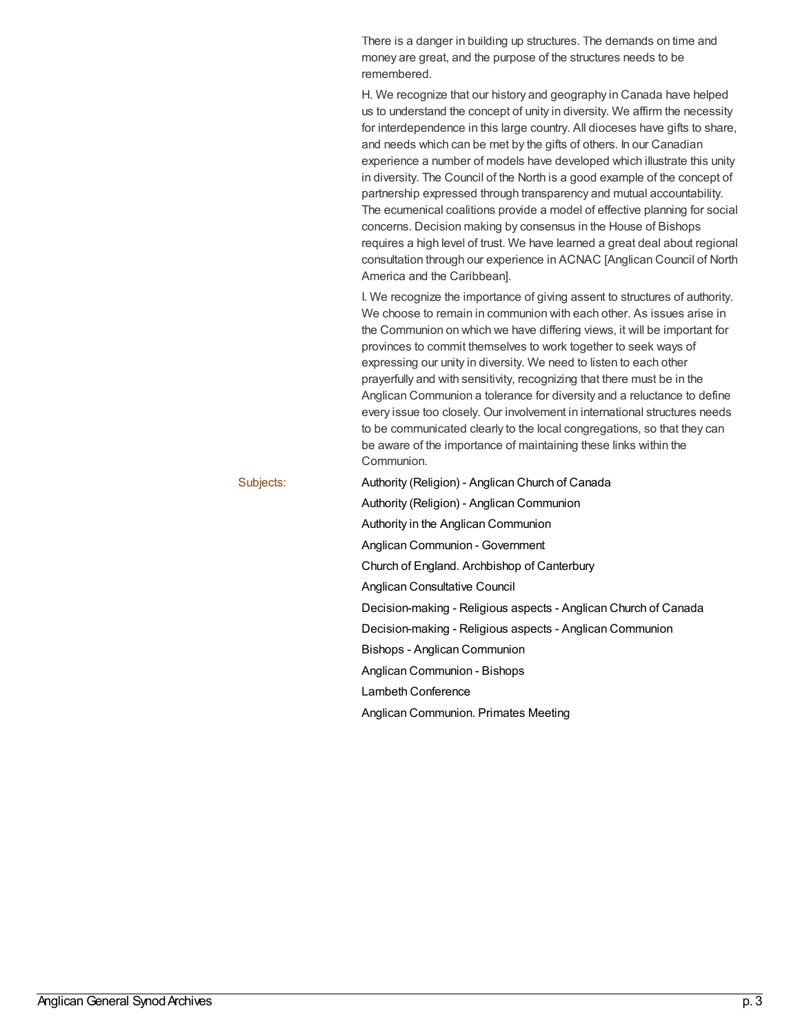There is a danger in building up structures. The demands on time and money are great, and the purpose of the structures needs to be remembered.

H. We recognize that our history and geography in Canada have helped us to understand the concept of unity in diversity. We affirm the necessity for interdependence in this large country. All dioceses have gifts to share, and needs which can be met by the gifts of others. In our Canadian experience a number of models have developed which illustrate this unity in diversity. The Council of the North is a good example of the concept of partnership expressed through transparency and mutual accountability. The ecumenical coalitions provide a model of effective planning for social concerns. Decision making by consensus in the House of Bishops requires a high level of trust. We have learned a great deal about regional consultation through our experience in ACNAC [Anglican Council of North America and the Caribbean].

I. We recognize the importance of giving assent to structures of authority. We choose to remain in communion with each other. As issues arise in the Communion on which we have differing views, it will be important for provinces to commit themselves to work together to seek ways of expressing our unity in diversity. We need to listen to each other prayerfully and with sensitivity, recognizing that there must be in the Anglican Communion a tolerance for diversity and a reluctance to define every issue too closely. Our involvement in international structures needs to be communicated clearly to the local congregations, so that they can be aware of the importance of maintaining these links within the Communion.

Subjects:

Authority (Religion) - Anglican Church of Canada
Authority (Religion) - Anglican Communion
Authority in the Anglican Communion
Anglican Communion - Government
Church of England. Archbishop of Canterbury
Anglican Consultative Council
Decision-making - Religious aspects - Anglican Church of Canada
Decision-making - Religious aspects - Anglican Communion
Bishops - Anglican Communion
Anglican Communion - Bishops
Lambeth Conference
Anglican Communion. Primates Meeting